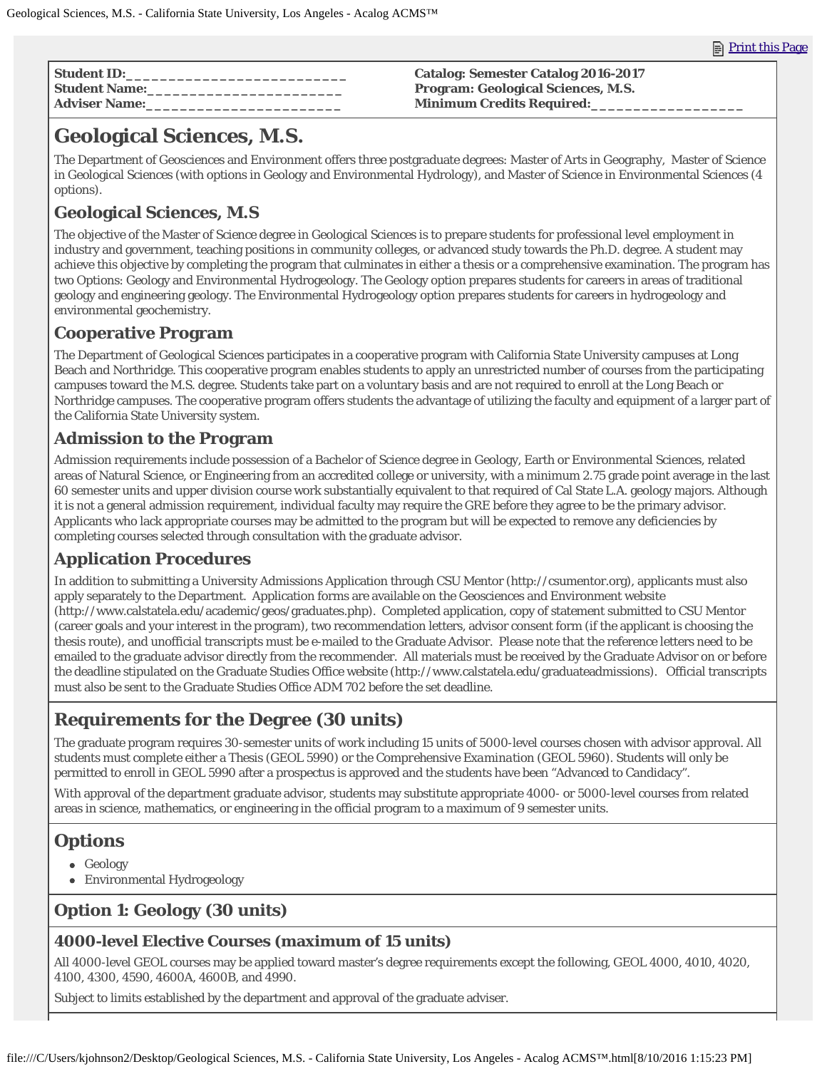Student ID:___________________________
Student Name:_______________________
Adviser Name:_______________________

Catalog: Semester Catalog 2016-2017
Program: Geological Sciences, M.S.
Minimum Credits Required:__________________

# Geological Sciences, M.S.

The Department of Geosciences and Environment offers three postgraduate degrees: Master of Arts in Geography, Master of Science in Geological Sciences (with options in Geology and Environmental Hydrology), and Master of Science in Environmental Sciences (4 options).

## Geological Sciences, M.S

The objective of the Master of Science degree in Geological Sciences is to prepare students for professional level employment in industry and government, teaching positions in community colleges, or advanced study towards the Ph.D. degree. A student may achieve this objective by completing the program that culminates in either a thesis or a comprehensive examination. The program has two Options: Geology and Environmental Hydrogeology. The Geology option prepares students for careers in areas of traditional geology and engineering geology. The Environmental Hydrogeology option prepares students for careers in hydrogeology and environmental geochemistry.

## Cooperative Program

The Department of Geological Sciences participates in a cooperative program with California State University campuses at Long Beach and Northridge. This cooperative program enables students to apply an unrestricted number of courses from the participating campuses toward the M.S. degree. Students take part on a voluntary basis and are not required to enroll at the Long Beach or Northridge campuses. The cooperative program offers students the advantage of utilizing the faculty and equipment of a larger part of the California State University system.

## Admission to the Program

Admission requirements include possession of a Bachelor of Science degree in Geology, Earth or Environmental Sciences, related areas of Natural Science, or Engineering from an accredited college or university, with a minimum 2.75 grade point average in the last 60 semester units and upper division course work substantially equivalent to that required of Cal State L.A. geology majors. Although it is not a general admission requirement, individual faculty may require the GRE before they agree to be the primary advisor. Applicants who lack appropriate courses may be admitted to the program but will be expected to remove any deficiencies by completing courses selected through consultation with the graduate advisor.

## Application Procedures

In addition to submitting a University Admissions Application through CSU Mentor (http://csumentor.org), applicants must also apply separately to the Department. Application forms are available on the Geosciences and Environment website (http://www.calstatela.edu/academic/geos/graduates.php). Completed application, copy of statement submitted to CSU Mentor (career goals and your interest in the program), two recommendation letters, advisor consent form (if the applicant is choosing the thesis route), and unofficial transcripts must be e-mailed to the Graduate Advisor. Please note that the reference letters need to be emailed to the graduate advisor directly from the recommender. All materials must be received by the Graduate Advisor on or before the deadline stipulated on the Graduate Studies Office website (http://www.calstatela.edu/graduateadmissions). Official transcripts must also be sent to the Graduate Studies Office ADM 702 before the set deadline.

## Requirements for the Degree (30 units)

The graduate program requires 30-semester units of work including 15 units of 5000-level courses chosen with advisor approval. All students must complete either a Thesis (GEOL 5990) or the *Comprehensive Examination* (GEOL 5960). Students will only be permitted to enroll in GEOL 5990 after a prospectus is approved and the students have been "Advanced to Candidacy".

With approval of the department graduate advisor, students may substitute appropriate 4000- or 5000-level courses from related areas in science, mathematics, or engineering in the official program to a maximum of 9 semester units.

## Options

- Geology
- Environmental Hydrogeology

## Option 1: Geology (30 units)

### 4000-level Elective Courses (maximum of 15 units)

All 4000-level GEOL courses may be applied toward master's degree requirements except the following, GEOL 4000, 4010, 4020, 4100, 4300, 4590, 4600A, 4600B, and 4990.

Subject to limits established by the department and approval of the graduate adviser.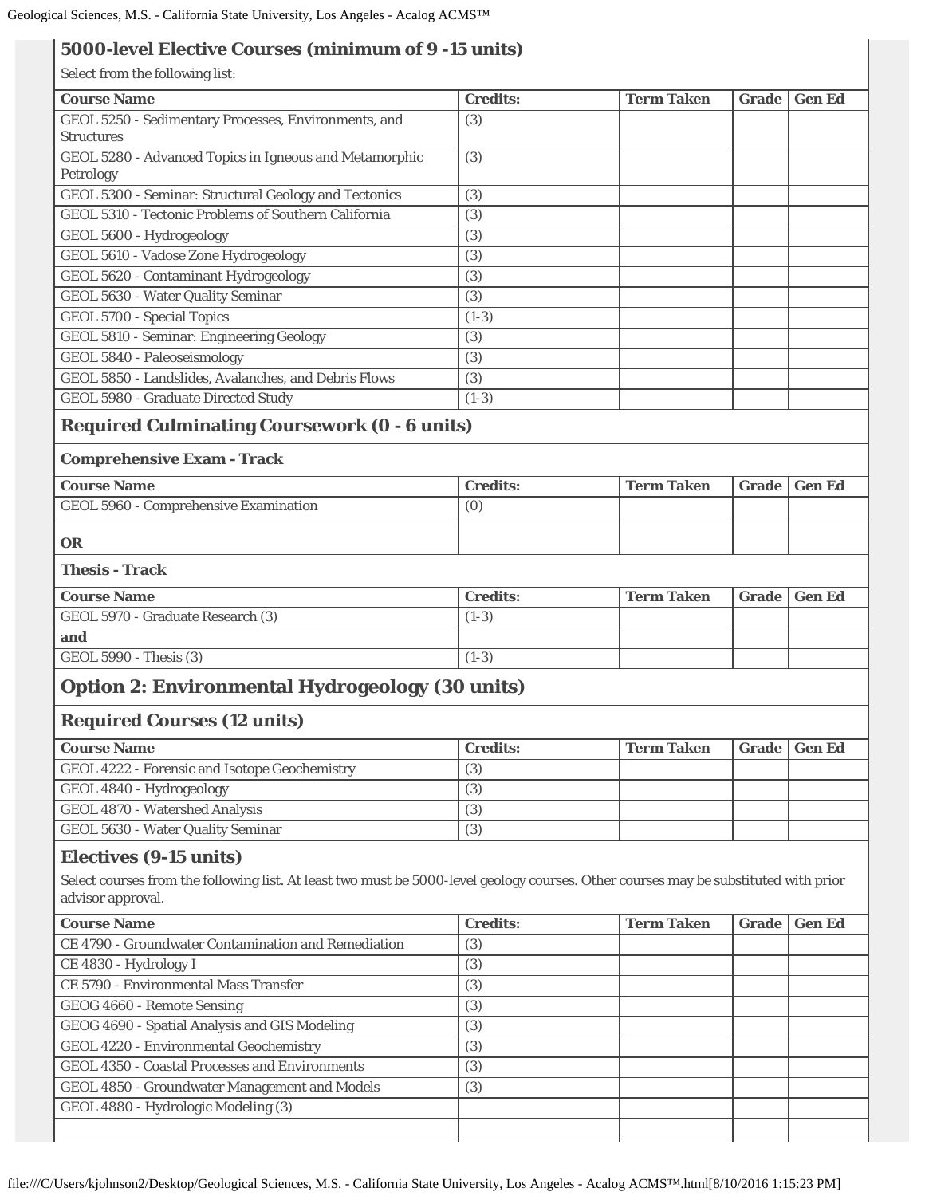### 5000-level Elective Courses (minimum of 9 -15 units)

Select from the following list:

| Course Name | Credits: | Term Taken | Grade | Gen Ed |
| --- | --- | --- | --- | --- |
| GEOL 5250 - Sedimentary Processes, Environments, and Structures | (3) | | | |
| GEOL 5280 - Advanced Topics in Igneous and Metamorphic Petrology | (3) | | | |
| GEOL 5300 - Seminar: Structural Geology and Tectonics | (3) | | | |
| GEOL 5310 - Tectonic Problems of Southern California | (3) | | | |
| GEOL 5600 - Hydrogeology | (3) | | | |
| GEOL 5610 - Vadose Zone Hydrogeology | (3) | | | |
| GEOL 5620 - Contaminant Hydrogeology | (3) | | | |
| GEOL 5630 - Water Quality Seminar | (3) | | | |
| GEOL 5700 - Special Topics | (1-3) | | | |
| GEOL 5810 - Seminar: Engineering Geology | (3) | | | |
| GEOL 5840 - Paleoseismology | (3) | | | |
| GEOL 5850 - Landslides, Avalanches, and Debris Flows | (3) | | | |
| GEOL 5980 - Graduate Directed Study | (1-3) | | | |

### Required Culminating Coursework (0 - 6 units)

#### Comprehensive Exam - Track

| Course Name | Credits: | Term Taken | Grade | Gen Ed |
| --- | --- | --- | --- | --- |
| GEOL 5960 - Comprehensive Examination | (0) | | | |
| **OR** | | | | |

#### Thesis - Track

| Course Name | Credits: | Term Taken | Grade | Gen Ed |
| --- | --- | --- | --- | --- |
| GEOL 5970 - Graduate Research (3) | (1-3) | | | |
| **and** | | | | |
| GEOL 5990 - Thesis (3) | (1-3) | | | |

## Option 2: Environmental Hydrogeology (30 units)

### Required Courses (12 units)

| Course Name | Credits: | Term Taken | Grade | Gen Ed |
| --- | --- | --- | --- | --- |
| GEOL 4222 - Forensic and Isotope Geochemistry | (3) | | | |
| GEOL 4840 - Hydrogeology | (3) | | | |
| GEOL 4870 - Watershed Analysis | (3) | | | |
| GEOL 5630 - Water Quality Seminar | (3) | | | |

### Electives (9-15 units)

Select courses from the following list. At least two must be 5000-level geology courses. Other courses may be substituted with prior advisor approval.

| Course Name | Credits: | Term Taken | Grade | Gen Ed |
| --- | --- | --- | --- | --- |
| CE 4790 - Groundwater Contamination and Remediation | (3) | | | |
| CE 4830 - Hydrology I | (3) | | | |
| CE 5790 - Environmental Mass Transfer | (3) | | | |
| GEOG 4660 - Remote Sensing | (3) | | | |
| GEOG 4690 - Spatial Analysis and GIS Modeling | (3) | | | |
| GEOL 4220 - Environmental Geochemistry | (3) | | | |
| GEOL 4350 - Coastal Processes and Environments | (3) | | | |
| GEOL 4850 - Groundwater Management and Models | (3) | | | |
| GEOL 4880 - Hydrologic Modeling (3) | | | | |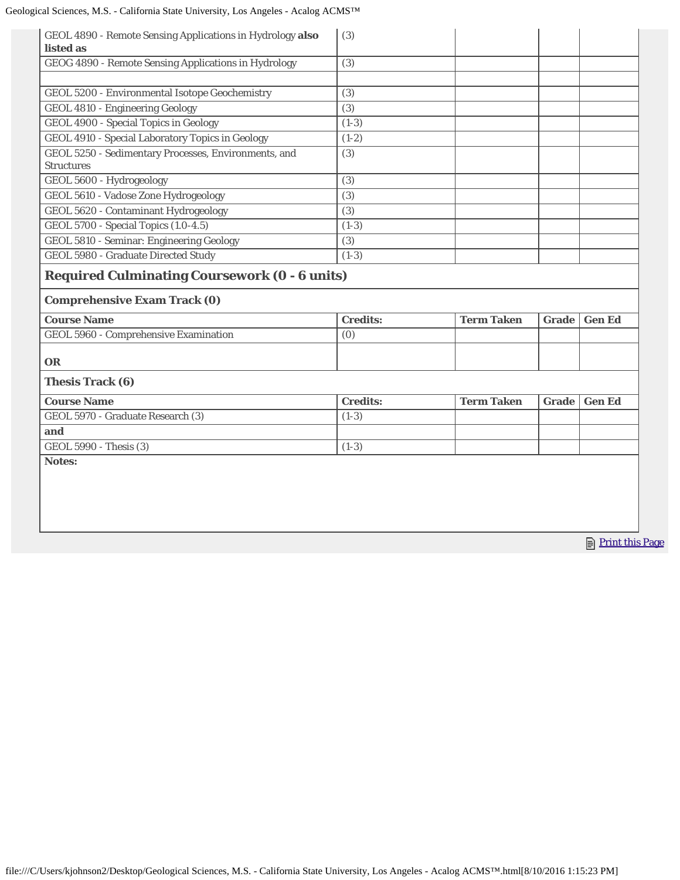| | | | | |
|---|---|---|---|---|
| GEOL 4890 - Remote Sensing Applications in Hydrology **also listed as** | (3) | | | |
| GEOG 4890 - Remote Sensing Applications in Hydrology | (3) | | | |
| | | | | |
| GEOL 5200 - Environmental Isotope Geochemistry | (3) | | | |
| GEOL 4810 - Engineering Geology | (3) | | | |
| GEOL 4900 - Special Topics in Geology | (1-3) | | | |
| GEOL 4910 - Special Laboratory Topics in Geology | (1-2) | | | |
| GEOL 5250 - Sedimentary Processes, Environments, and Structures | (3) | | | |
| GEOL 5600 - Hydrogeology | (3) | | | |
| GEOL 5610 - Vadose Zone Hydrogeology | (3) | | | |
| GEOL 5620 - Contaminant Hydrogeology | (3) | | | |
| GEOL 5700 - Special Topics (1.0-4.5) | (1-3) | | | |
| GEOL 5810 - Seminar: Engineering Geology | (3) | | | |
| GEOL 5980 - Graduate Directed Study | (1-3) | | | |

## Required Culminating Coursework (0 - 6 units)

### Comprehensive Exam Track (0)

| Course Name | Credits: | Term Taken | Grade | Gen Ed |
|---|---|---|---|---|
| GEOL 5960 - Comprehensive Examination | (0) | | | |
| **OR** | | | | |

### Thesis Track (6)

| Course Name | Credits: | Term Taken | Grade | Gen Ed |
|---|---|---|---|---|
| GEOL 5970 - Graduate Research (3) | (1-3) | | | |
| **and** | | | | |
| GEOL 5990 - Thesis (3) | (1-3) | | | |

**Notes:**

Print this Page